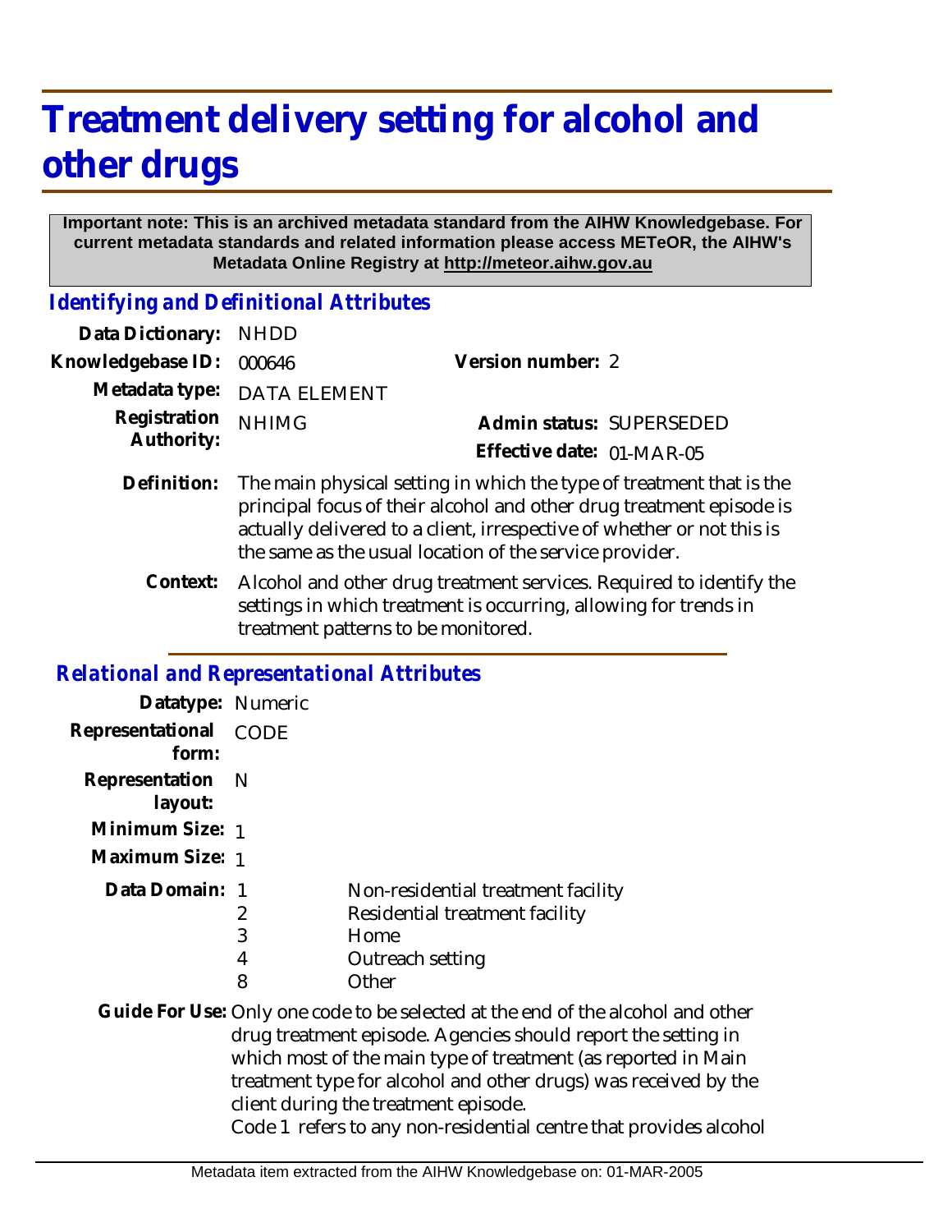# Treatment delivery setting for alcohol and other drugs

**Important note: This is an archived metadata standard from the AIHW Knowledgebase. For current metadata standards and related information please access METeOR, the AIHW's Metadata Online Registry at http://meteor.aihw.gov.au**

## *Identifying and Definitional Attributes*

**Data Dictionary:** NHDD

**Knowledgebase ID:** 000646

**Version number:** 2

**Metadata type:** DATA ELEMENT

**Registration Authority:** NHIMG

**Admin status:** SUPERSEDED

**Effective date:** 01-MAR-05

**Definition:** The main physical setting in which the type of treatment that is the principal focus of their alcohol and other drug treatment episode is actually delivered to a client, irrespective of whether or not this is the same as the usual location of the service provider.

**Context:** Alcohol and other drug treatment services. Required to identify the settings in which treatment is occurring, allowing for trends in treatment patterns to be monitored.

## *Relational and Representational Attributes*

**Datatype:** Numeric

**Representational form:** CODE

**Representation layout:** N

**Minimum Size:** 1

**Maximum Size:** 1

**Data Domain:**

| Code | Description |
|---|---|
| 1 | Non-residential treatment facility |
| 2 | Residential treatment facility |
| 3 | Home |
| 4 | Outreach setting |
| 8 | Other |

**Guide For Use:** Only one code to be selected at the end of the alcohol and other drug treatment episode. Agencies should report the setting in which most of the main type of treatment (as reported in Main treatment type for alcohol and other drugs) was received by the client during the treatment episode.

Code 1 refers to any non-residential centre that provides alcohol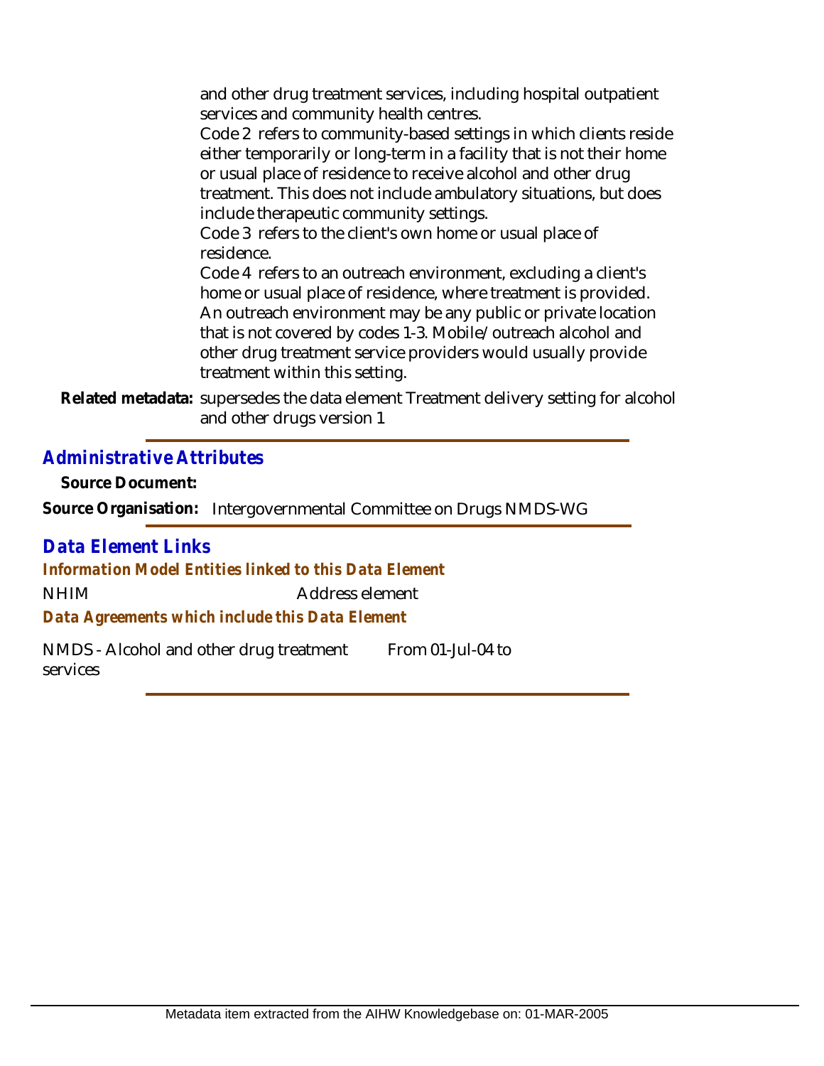and other drug treatment services, including hospital outpatient services and community health centres.

Code 2 refers to community-based settings in which clients reside either temporarily or long-term in a facility that is not their home or usual place of residence to receive alcohol and other drug treatment. This does not include ambulatory situations, but does include therapeutic community settings.

Code 3 refers to the client's own home or usual place of residence.

Code 4 refers to an outreach environment, excluding a client's home or usual place of residence, where treatment is provided. An outreach environment may be any public or private location that is not covered by codes 1-3. Mobile/outreach alcohol and other drug treatment service providers would usually provide treatment within this setting.

**Related metadata:** supersedes the data element Treatment delivery setting for alcohol and other drugs version 1

## Administrative Attributes

**Source Document:**

**Source Organisation:** Intergovernmental Committee on Drugs NMDS-WG

## Data Element Links

### Information Model Entities linked to this Data Element

NHIM    Address element

### Data Agreements which include this Data Element

NMDS - Alcohol and other drug treatment services    From 01-Jul-04 to

Metadata item extracted from the AIHW Knowledgebase on: 01-MAR-2005